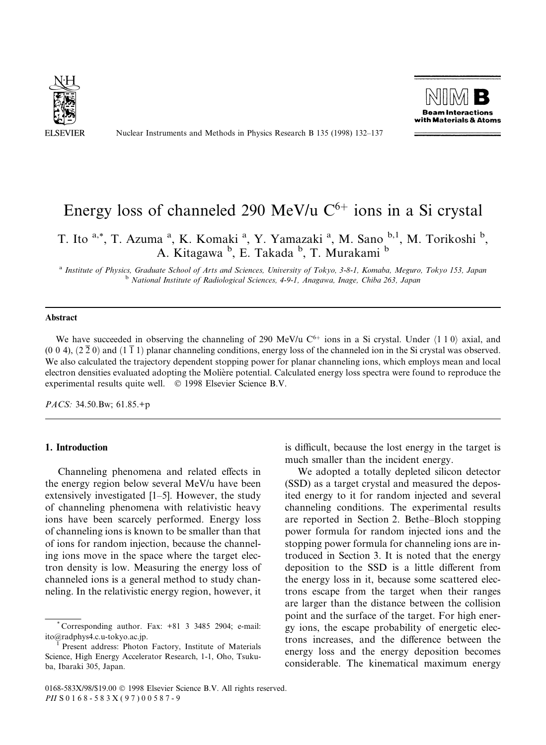# Energy loss of channeled 290 MeV/u $C^{6+}$ ions in a Si crystal

T. Ito [a,*], T. Azuma [a], K. Komaki [a], Y. Yamazaki [a], M. Sano [b,1], M. Torikoshi [b], A. Kitagawa [b], E. Takada [b], T. Murakami [b]

[a] Institute of Physics, Graduate School of Arts and Sciences, University of Tokyo, 3-8-1, Komaba, Meguro, Tokyo 153, Japan
[b] National Institute of Radiological Sciences, 4-9-1, Anagawa, Inage, Chiba 263, Japan

## Abstract

We have succeeded in observing the channeling of 290 MeV/u $C^{6+}$ ions in a Si crystal. Under ⟨1 1 0⟩ axial, and (0 0 4), $(2\,\bar{2}\,0)$ and $(1\,\bar{1}\,1)$ planar channeling conditions, energy loss of the channeled ion in the Si crystal was observed. We also calculated the trajectory dependent stopping power for planar channeling ions, which employs mean and local electron densities evaluated adopting the Molière potential. Calculated energy loss spectra were found to reproduce the experimental results quite well. © 1998 Elsevier Science B.V.

*PACS:* 34.50.Bw; 61.85.+p

## 1. Introduction

Channeling phenomena and related effects in the energy region below several MeV/u have been extensively investigated [1–5]. However, the study of channeling phenomena with relativistic heavy ions have been scarcely performed. Energy loss of channeling ions is known to be smaller than that of ions for random injection, because the channeling ions move in the space where the target electron density is low. Measuring the energy loss of channeled ions is a general method to study channeling. In the relativistic energy region, however, it is difficult, because the lost energy in the target is much smaller than the incident energy.

We adopted a totally depleted silicon detector (SSD) as a target crystal and measured the deposited energy to it for random injected and several channeling conditions. The experimental results are reported in Section 2. Bethe–Bloch stopping power formula for random injected ions and the stopping power formula for channeling ions are introduced in Section 3. It is noted that the energy deposition to the SSD is a little different from the energy loss in it, because some scattered electrons escape from the target when their ranges are larger than the distance between the collision point and the surface of the target. For high energy ions, the escape probability of energetic electrons increases, and the difference between the energy loss and the energy deposition becomes considerable. The kinematical maximum energy

---

* Corresponding author. Fax: +81 3 3485 2904; e-mail: ito@radphys4.c.u-tokyo.ac.jp.

[1] Present address: Photon Factory, Institute of Materials Science, High Energy Accelerator Research, 1-1, Oho, Tsukuba, Ibaraki 305, Japan.

0168-583X/98/$19.00 © 1998 Elsevier Science B.V. All rights reserved.
*PII* S0168-583X(97)00587-9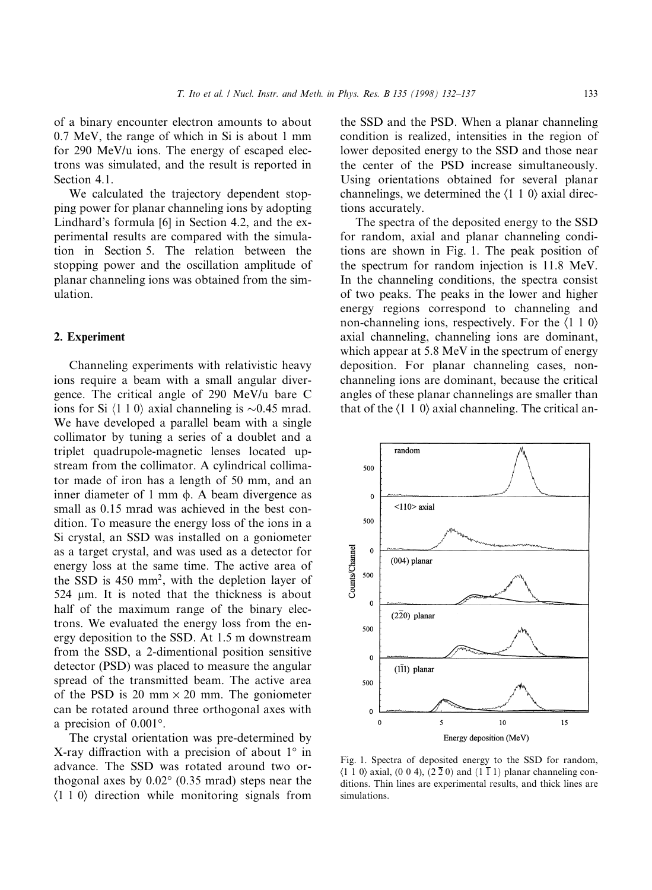of a binary encounter electron amounts to about 0.7 MeV, the range of which in Si is about 1 mm for 290 MeV/u ions. The energy of escaped electrons was simulated, and the result is reported in Section 4.1.

We calculated the trajectory dependent stopping power for planar channeling ions by adopting Lindhard's formula [6] in Section 4.2, and the experimental results are compared with the simulation in Section 5. The relation between the stopping power and the oscillation amplitude of planar channeling ions was obtained from the simulation.

## 2. Experiment

Channeling experiments with relativistic heavy ions require a beam with a small angular divergence. The critical angle of 290 MeV/u bare C ions for Si ⟨1 1 0⟩ axial channeling is ∼0.45 mrad. We have developed a parallel beam with a single collimator by tuning a series of a doublet and a triplet quadrupole-magnetic lenses located upstream from the collimator. A cylindrical collimator made of iron has a length of 50 mm, and an inner diameter of 1 mm ϕ. A beam divergence as small as 0.15 mrad was achieved in the best condition. To measure the energy loss of the ions in a Si crystal, an SSD was installed on a goniometer as a target crystal, and was used as a detector for energy loss at the same time. The active area of the SSD is 450 mm$^2$, with the depletion layer of 524 μm. It is noted that the thickness is about half of the maximum range of the binary electrons. We evaluated the energy loss from the energy deposition to the SSD. At 1.5 m downstream from the SSD, a 2-dimentional position sensitive detector (PSD) was placed to measure the angular spread of the transmitted beam. The active area of the PSD is 20 mm × 20 mm. The goniometer can be rotated around three orthogonal axes with a precision of 0.001°.

The crystal orientation was pre-determined by X-ray diffraction with a precision of about 1° in advance. The SSD was rotated around two orthogonal axes by 0.02° (0.35 mrad) steps near the ⟨1 1 0⟩ direction while monitoring signals from the SSD and the PSD. When a planar channeling condition is realized, intensities in the region of lower deposited energy to the SSD and those near the center of the PSD increase simultaneously. Using orientations obtained for several planar channelings, we determined the ⟨1 1 0⟩ axial directions accurately.

The spectra of the deposited energy to the SSD for random, axial and planar channeling conditions are shown in Fig. 1. The peak position of the spectrum for random injection is 11.8 MeV. In the channeling conditions, the spectra consist of two peaks. The peaks in the lower and higher energy regions correspond to channeling and non-channeling ions, respectively. For the ⟨1 1 0⟩ axial channeling, channeling ions are dominant, which appear at 5.8 MeV in the spectrum of energy deposition. For planar channeling cases, non-channeling ions are dominant, because the critical angles of these planar channelings are smaller than that of the ⟨1 1 0⟩ axial channeling. The critical an-

Fig. 1. Spectra of deposited energy to the SSD for random, ⟨1 1 0⟩ axial, (0 0 4), $(2\,\bar{2}\,0)$ and $(1\,\bar{1}\,1)$ planar channeling conditions. Thin lines are experimental results, and thick lines are simulations.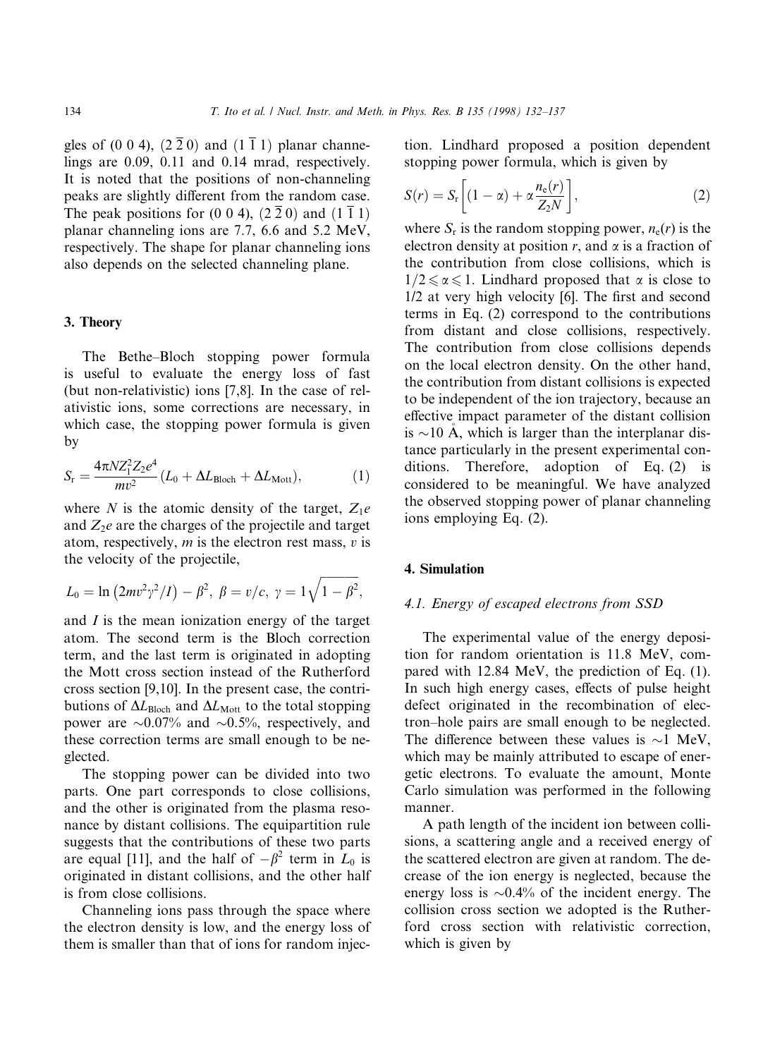gles of (0 0 4), $(2\,\overline{2}\,0)$ and $(1\,\overline{1}\,1)$ planar channelings are 0.09, 0.11 and 0.14 mrad, respectively. It is noted that the positions of non-channeling peaks are slightly different from the random case. The peak positions for (0 0 4), $(2\,\overline{2}\,0)$ and $(1\,\overline{1}\,1)$ planar channeling ions are 7.7, 6.6 and 5.2 MeV, respectively. The shape for planar channeling ions also depends on the selected channeling plane.

## 3. Theory

The Bethe–Bloch stopping power formula is useful to evaluate the energy loss of fast (but non-relativistic) ions [7,8]. In the case of relativistic ions, some corrections are necessary, in which case, the stopping power formula is given by

$$S_r = \frac{4\pi N Z_1^2 Z_2 e^4}{mv^2}(L_0 + \Delta L_{\mathrm{Bloch}} + \Delta L_{\mathrm{Mott}}), \tag{1}$$

where $N$ is the atomic density of the target, $Z_1 e$ and $Z_2 e$ are the charges of the projectile and target atom, respectively, $m$ is the electron rest mass, $v$ is the velocity of the projectile,

$$L_0 = \ln\left(2mv^2\gamma^2/I\right) - \beta^2,\ \beta = v/c,\ \gamma = 1\sqrt{1-\beta^2},$$

and $I$ is the mean ionization energy of the target atom. The second term is the Bloch correction term, and the last term is originated in adopting the Mott cross section instead of the Rutherford cross section [9,10]. In the present case, the contributions of $\Delta L_{\mathrm{Bloch}}$ and $\Delta L_{\mathrm{Mott}}$ to the total stopping power are ~0.07% and ~0.5%, respectively, and these correction terms are small enough to be neglected.

The stopping power can be divided into two parts. One part corresponds to close collisions, and the other is originated from the plasma resonance by distant collisions. The equipartition rule suggests that the contributions of these two parts are equal [11], and the half of $-\beta^2$ term in $L_0$ is originated in distant collisions, and the other half is from close collisions.

Channeling ions pass through the space where the electron density is low, and the energy loss of them is smaller than that of ions for random injection. Lindhard proposed a position dependent stopping power formula, which is given by

$$S(r) = S_r\left[(1-\alpha) + \alpha\frac{n_e(r)}{Z_2 N}\right], \tag{2}$$

where $S_r$ is the random stopping power, $n_e(r)$ is the electron density at position $r$, and $\alpha$ is a fraction of the contribution from close collisions, which is $1/2 \leqslant \alpha \leqslant 1$. Lindhard proposed that $\alpha$ is close to 1/2 at very high velocity [6]. The first and second terms in Eq. (2) correspond to the contributions from distant and close collisions, respectively. The contribution from close collisions depends on the local electron density. On the other hand, the contribution from distant collisions is expected to be independent of the ion trajectory, because an effective impact parameter of the distant collision is ~10 Å, which is larger than the interplanar distance particularly in the present experimental conditions. Therefore, adoption of Eq. (2) is considered to be meaningful. We have analyzed the observed stopping power of planar channeling ions employing Eq. (2).

## 4. Simulation

### 4.1. Energy of escaped electrons from SSD

The experimental value of the energy deposition for random orientation is 11.8 MeV, compared with 12.84 MeV, the prediction of Eq. (1). In such high energy cases, effects of pulse height defect originated in the recombination of electron–hole pairs are small enough to be neglected. The difference between these values is ~1 MeV, which may be mainly attributed to escape of energetic electrons. To evaluate the amount, Monte Carlo simulation was performed in the following manner.

A path length of the incident ion between collisions, a scattering angle and a received energy of the scattered electron are given at random. The decrease of the ion energy is neglected, because the energy loss is ~0.4% of the incident energy. The collision cross section we adopted is the Rutherford cross section with relativistic correction, which is given by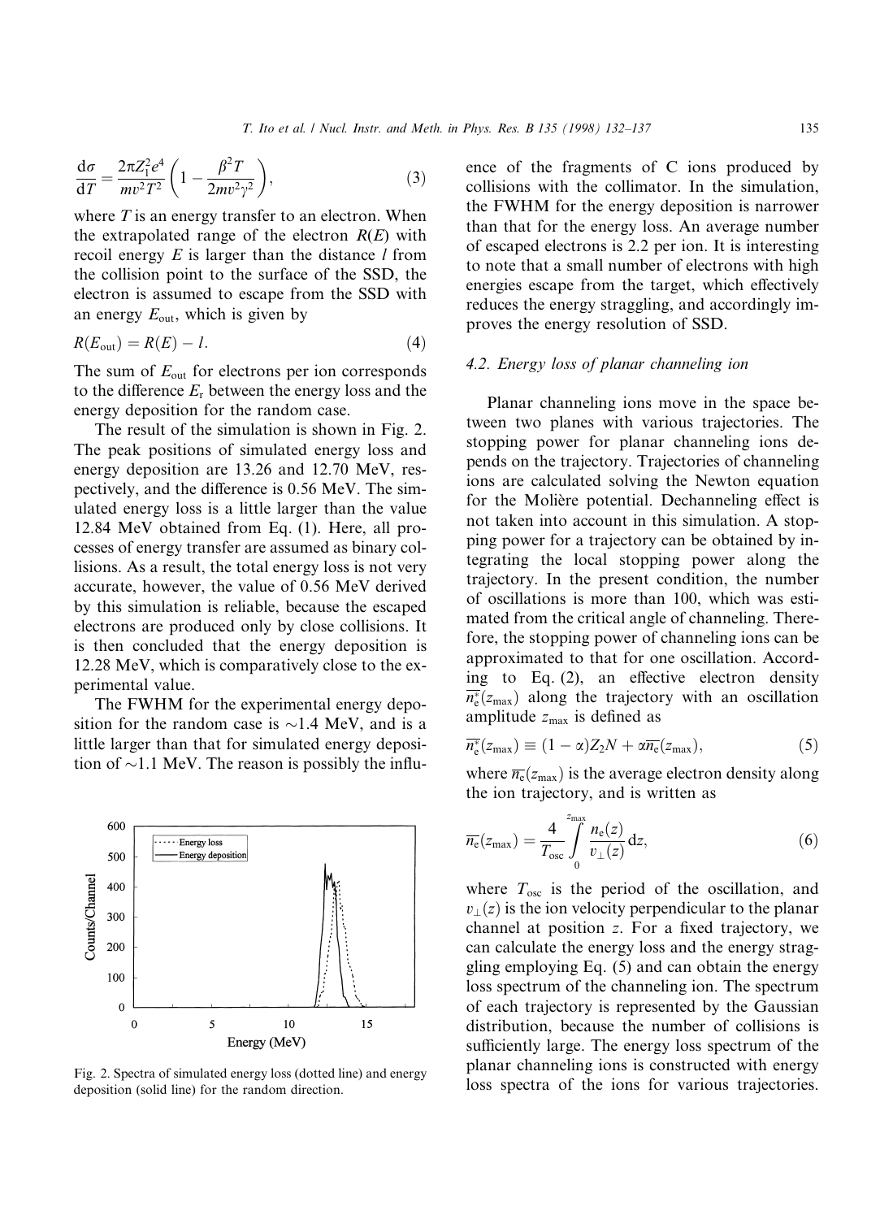$$\frac{d\sigma}{dT} = \frac{2\pi Z_1^2 e^4}{mv^2 T^2}\left(1 - \frac{\beta^2 T}{2mv^2\gamma^2}\right), \tag{3}$$

where $T$ is an energy transfer to an electron. When the extrapolated range of the electron $R(E)$ with recoil energy $E$ is larger than the distance $l$ from the collision point to the surface of the SSD, the electron is assumed to escape from the SSD with an energy $E_{\text{out}}$, which is given by

$$R(E_{\text{out}}) = R(E) - l. \tag{4}$$

The sum of $E_{\text{out}}$ for electrons per ion corresponds to the difference $E_r$ between the energy loss and the energy deposition for the random case.

The result of the simulation is shown in Fig. 2. The peak positions of simulated energy loss and energy deposition are 13.26 and 12.70 MeV, respectively, and the difference is 0.56 MeV. The simulated energy loss is a little larger than the value 12.84 MeV obtained from Eq. (1). Here, all processes of energy transfer are assumed as binary collisions. As a result, the total energy loss is not very accurate, however, the value of 0.56 MeV derived by this simulation is reliable, because the escaped electrons are produced only by close collisions. It is then concluded that the energy deposition is 12.28 MeV, which is comparatively close to the experimental value.

The FWHM for the experimental energy deposition for the random case is ~1.4 MeV, and is a little larger than that for simulated energy deposition of ~1.1 MeV. The reason is possibly the influence of the fragments of C ions produced by collisions with the collimator. In the simulation, the FWHM for the energy deposition is narrower than that for the energy loss. An average number of escaped electrons is 2.2 per ion. It is interesting to note that a small number of electrons with high energies escape from the target, which effectively reduces the energy straggling, and accordingly improves the energy resolution of SSD.

Fig. 2. Spectra of simulated energy loss (dotted line) and energy deposition (solid line) for the random direction.

### 4.2. Energy loss of planar channeling ion

Planar channeling ions move in the space between two planes with various trajectories. The stopping power for planar channeling ions depends on the trajectory. Trajectories of channeling ions are calculated solving the Newton equation for the Molière potential. Dechanneling effect is not taken into account in this simulation. A stopping power for a trajectory can be obtained by integrating the local stopping power along the trajectory. In the present condition, the number of oscillations is more than 100, which was estimated from the critical angle of channeling. Therefore, the stopping power of channeling ions can be approximated to that for one oscillation. According to Eq. (2), an effective electron density $\overline{n_e^*}(z_{\max})$ along the trajectory with an oscillation amplitude $z_{\max}$ is defined as

$$\overline{n_e^*}(z_{\max}) \equiv (1-\alpha)Z_2 N + \alpha\overline{n_e}(z_{\max}), \tag{5}$$

where $\overline{n_e}(z_{\max})$ is the average electron density along the ion trajectory, and is written as

$$\overline{n_e}(z_{\max}) = \frac{4}{T_{\text{osc}}}\int_0^{z_{\max}} \frac{n_e(z)}{v_\perp(z)}\,dz, \tag{6}$$

where $T_{\text{osc}}$ is the period of the oscillation, and $v_\perp(z)$ is the ion velocity perpendicular to the planar channel at position $z$. For a fixed trajectory, we can calculate the energy loss and the energy straggling employing Eq. (5) and can obtain the energy loss spectrum of the channeling ion. The spectrum of each trajectory is represented by the Gaussian distribution, because the number of collisions is sufficiently large. The energy loss spectrum of the planar channeling ions is constructed with energy loss spectra of the ions for various trajectories.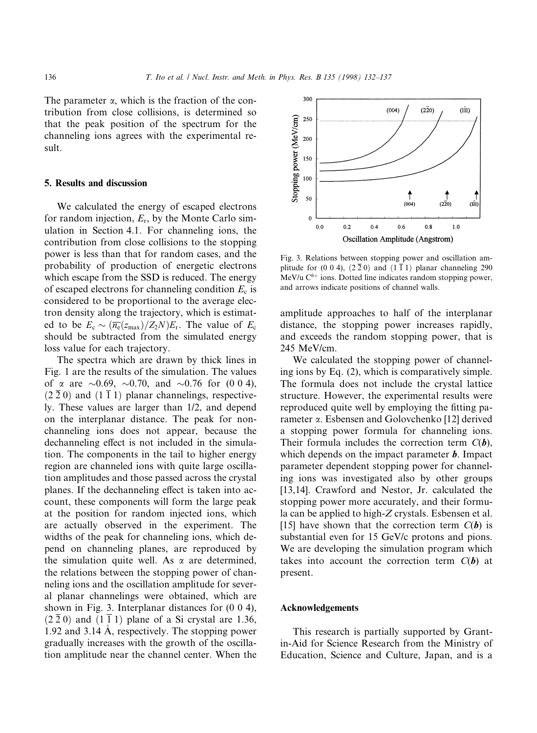The parameter $\alpha$, which is the fraction of the contribution from close collisions, is determined so that the peak position of the spectrum for the channeling ions agrees with the experimental result.

## 5. Results and discussion

We calculated the energy of escaped electrons for random injection, $E_r$, by the Monte Carlo simulation in Section 4.1. For channeling ions, the contribution from close collisions to the stopping power is less than that for random cases, and the probability of production of energetic electrons which escape from the SSD is reduced. The energy of escaped electrons for channeling condition $E_c$ is considered to be proportional to the average electron density along the trajectory, which is estimated to be $E_c \sim (\overline{n_e}(z_{max})/Z_2 N)E_r$. The value of $E_c$ should be subtracted from the simulated energy loss value for each trajectory.

The spectra which are drawn by thick lines in Fig. 1 are the results of the simulation. The values of $\alpha$ are $\sim$0.69, $\sim$0.70, and $\sim$0.76 for (0 0 4), $(2\,\overline{2}\,0)$ and $(1\,\overline{1}\,1)$ planar channelings, respectively. These values are larger than 1/2, and depend on the interplanar distance. The peak for non-channeling ions does not appear, because the dechanneling effect is not included in the simulation. The components in the tail to higher energy region are channeled ions with quite large oscillation amplitudes and those passed across the crystal planes. If the dechanneling effect is taken into account, these components will form the large peak at the position for random injected ions, which are actually observed in the experiment. The widths of the peak for channeling ions, which depend on channeling planes, are reproduced by the simulation quite well. As $\alpha$ are determined, the relations between the stopping power of channeling ions and the oscillation amplitude for several planar channelings were obtained, which are shown in Fig. 3. Interplanar distances for (0 0 4), $(2\,\overline{2}\,0)$ and $(1\,\overline{1}\,1)$ plane of a Si crystal are 1.36, 1.92 and 3.14 Å, respectively. The stopping power gradually increases with the growth of the oscillation amplitude near the channel center. When the amplitude approaches to half of the interplanar distance, the stopping power increases rapidly, and exceeds the random stopping power, that is 245 MeV/cm.

Fig. 3. Relations between stopping power and oscillation amplitude for (0 0 4), $(2\,\overline{2}\,0)$ and $(1\,\overline{1}\,1)$ planar channeling 290 MeV/u $C^{6+}$ ions. Dotted line indicates random stopping power, and arrows indicate positions of channel walls.

We calculated the stopping power of channeling ions by Eq. (2), which is comparatively simple. The formula does not include the crystal lattice structure. However, the experimental results were reproduced quite well by employing the fitting parameter $\alpha$. Esbensen and Golovchenko [12] derived a stopping power formula for channeling ions. Their formula includes the correction term $C(\boldsymbol{b})$, which depends on the impact parameter $\boldsymbol{b}$. Impact parameter dependent stopping power for channeling ions was investigated also by other groups [13,14]. Crawford and Nestor, Jr. calculated the stopping power more accurately, and their formula can be applied to high-$Z$ crystals. Esbensen et al. [15] have shown that the correction term $C(\boldsymbol{b})$ is substantial even for 15 GeV/c protons and pions. We are developing the simulation program which takes into account the correction term $C(\boldsymbol{b})$ at present.

## Acknowledgements

This research is partially supported by Grant-in-Aid for Science Research from the Ministry of Education, Science and Culture, Japan, and is a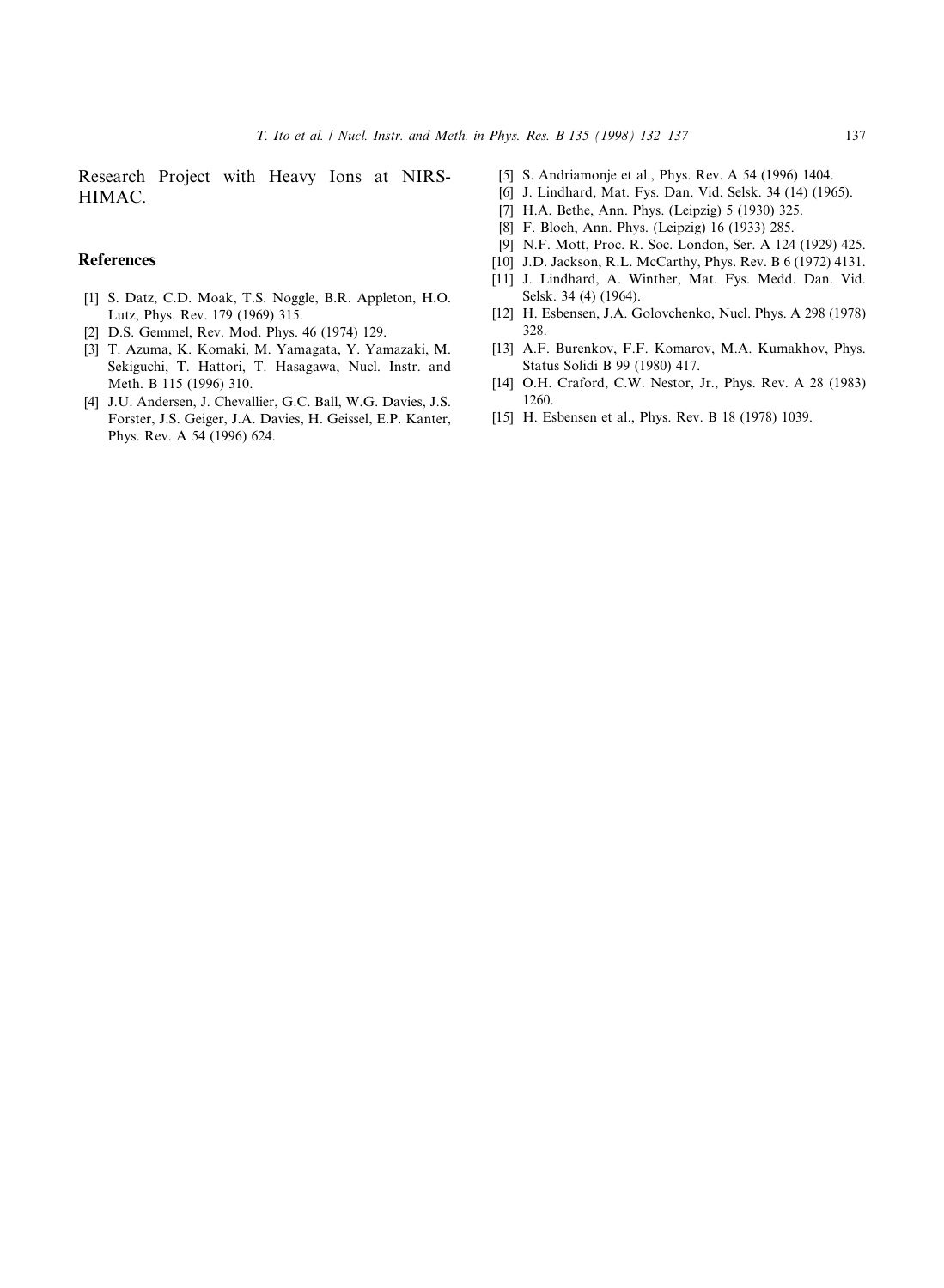Research Project with Heavy Ions at NIRS-HIMAC.

## References

- [1] S. Datz, C.D. Moak, T.S. Noggle, B.R. Appleton, H.O. Lutz, Phys. Rev. 179 (1969) 315.
- [2] D.S. Gemmel, Rev. Mod. Phys. 46 (1974) 129.
- [3] T. Azuma, K. Komaki, M. Yamagata, Y. Yamazaki, M. Sekiguchi, T. Hattori, T. Hasagawa, Nucl. Instr. and Meth. B 115 (1996) 310.
- [4] J.U. Andersen, J. Chevallier, G.C. Ball, W.G. Davies, J.S. Forster, J.S. Geiger, J.A. Davies, H. Geissel, E.P. Kanter, Phys. Rev. A 54 (1996) 624.
- [5] S. Andriamonje et al., Phys. Rev. A 54 (1996) 1404.
- [6] J. Lindhard, Mat. Fys. Dan. Vid. Selsk. 34 (14) (1965).
- [7] H.A. Bethe, Ann. Phys. (Leipzig) 5 (1930) 325.
- [8] F. Bloch, Ann. Phys. (Leipzig) 16 (1933) 285.
- [9] N.F. Mott, Proc. R. Soc. London, Ser. A 124 (1929) 425.
- [10] J.D. Jackson, R.L. McCarthy, Phys. Rev. B 6 (1972) 4131.
- [11] J. Lindhard, A. Winther, Mat. Fys. Medd. Dan. Vid. Selsk. 34 (4) (1964).
- [12] H. Esbensen, J.A. Golovchenko, Nucl. Phys. A 298 (1978) 328.
- [13] A.F. Burenkov, F.F. Komarov, M.A. Kumakhov, Phys. Status Solidi B 99 (1980) 417.
- [14] O.H. Craford, C.W. Nestor, Jr., Phys. Rev. A 28 (1983) 1260.
- [15] H. Esbensen et al., Phys. Rev. B 18 (1978) 1039.